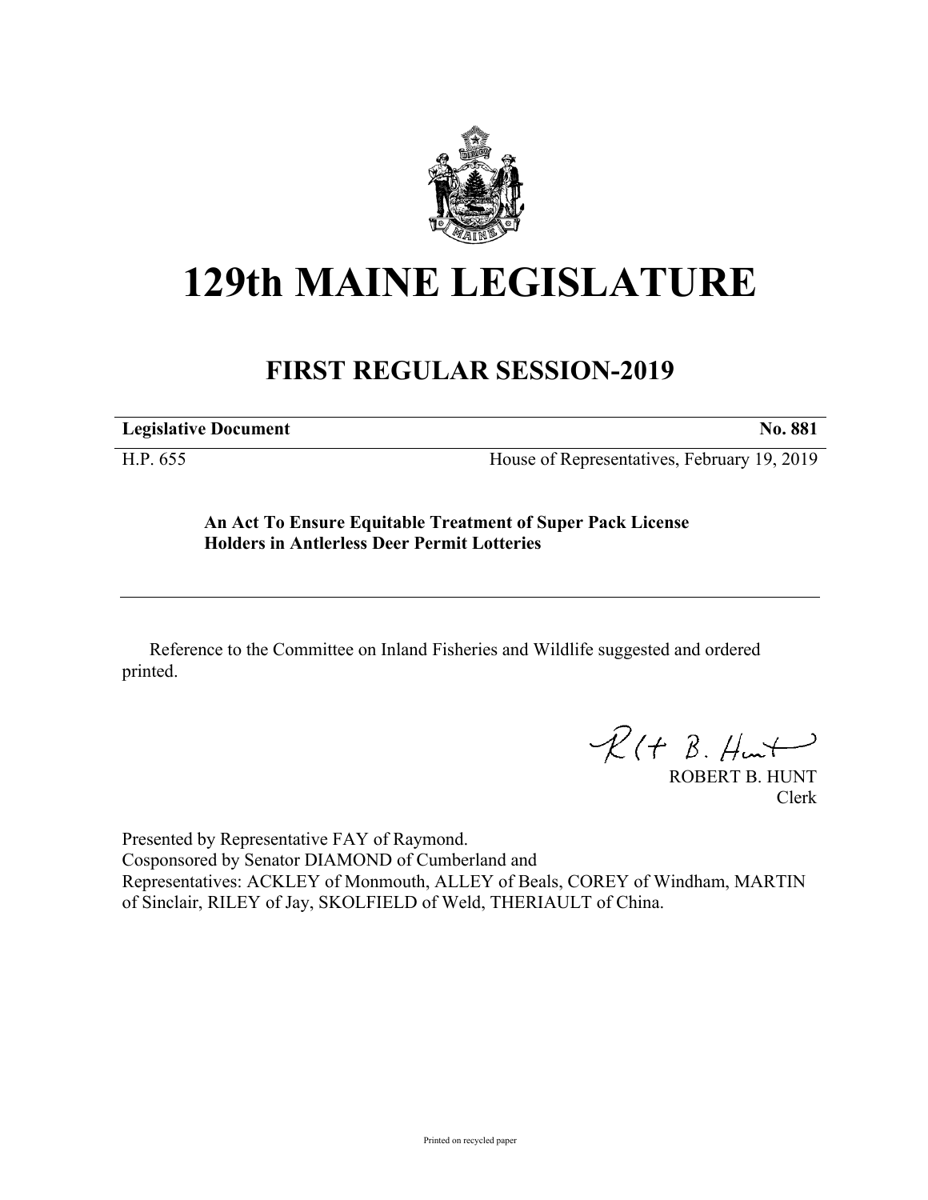# 129th MAINE LEGISLATURE

## FIRST REGULAR SESSION-2019

| **Legislative Document** | **No. 881** |
|---|---|
| H.P. 655 | House of Representatives, February 19, 2019 |

**An Act To Ensure Equitable Treatment of Super Pack License Holders in Antlerless Deer Permit Lotteries**

Reference to the Committee on Inland Fisheries and Wildlife suggested and ordered printed.

ROBERT B. HUNT
Clerk

Presented by Representative FAY of Raymond.
Cosponsored by Senator DIAMOND of Cumberland and
Representatives: ACKLEY of Monmouth, ALLEY of Beals, COREY of Windham, MARTIN of Sinclair, RILEY of Jay, SKOLFIELD of Weld, THERIAULT of China.

Printed on recycled paper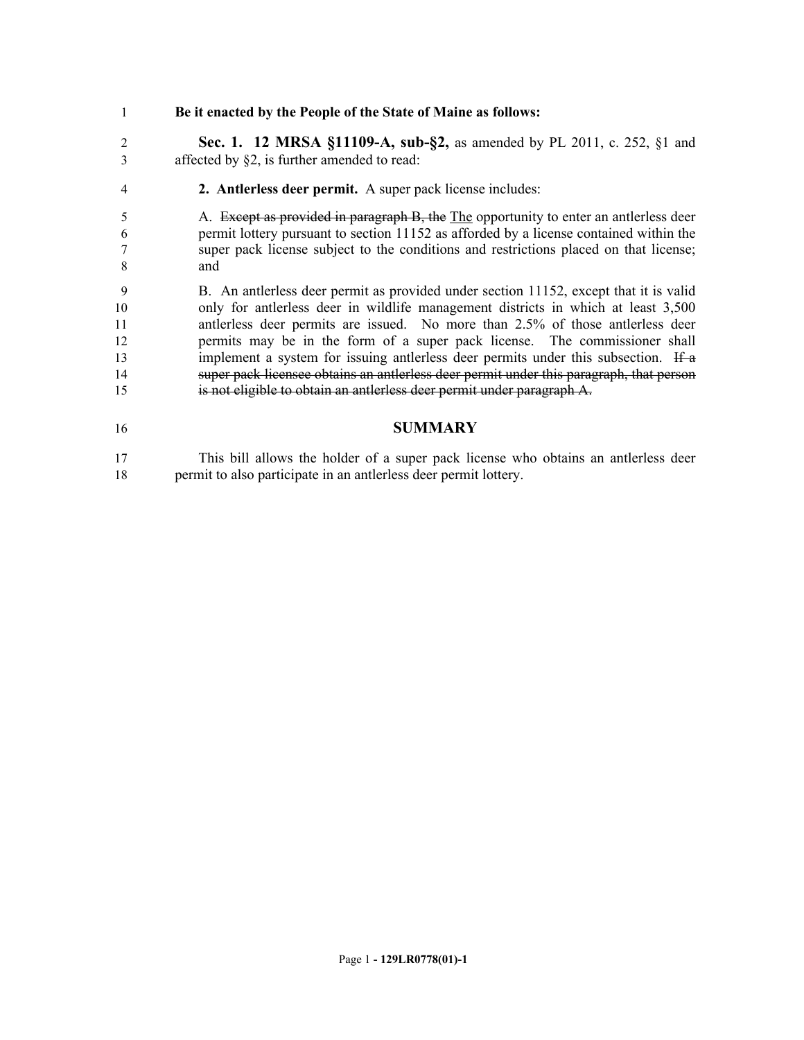**Be it enacted by the People of the State of Maine as follows:**

**Sec. 1. 12 MRSA §11109-A, sub-§2,** as amended by PL 2011, c. 252, §1 and affected by §2, is further amended to read:

**2. Antlerless deer permit.** A super pack license includes:

A. ~~Except as provided in paragraph B, the~~ <u>The</u> opportunity to enter an antlerless deer permit lottery pursuant to section 11152 as afforded by a license contained within the super pack license subject to the conditions and restrictions placed on that license; and

B. An antlerless deer permit as provided under section 11152, except that it is valid only for antlerless deer in wildlife management districts in which at least 3,500 antlerless deer permits are issued. No more than 2.5% of those antlerless deer permits may be in the form of a super pack license. The commissioner shall implement a system for issuing antlerless deer permits under this subsection. ~~If a super pack licensee obtains an antlerless deer permit under this paragraph, that person is not eligible to obtain an antlerless deer permit under paragraph A.~~

## SUMMARY

This bill allows the holder of a super pack license who obtains an antlerless deer permit to also participate in an antlerless deer permit lottery.